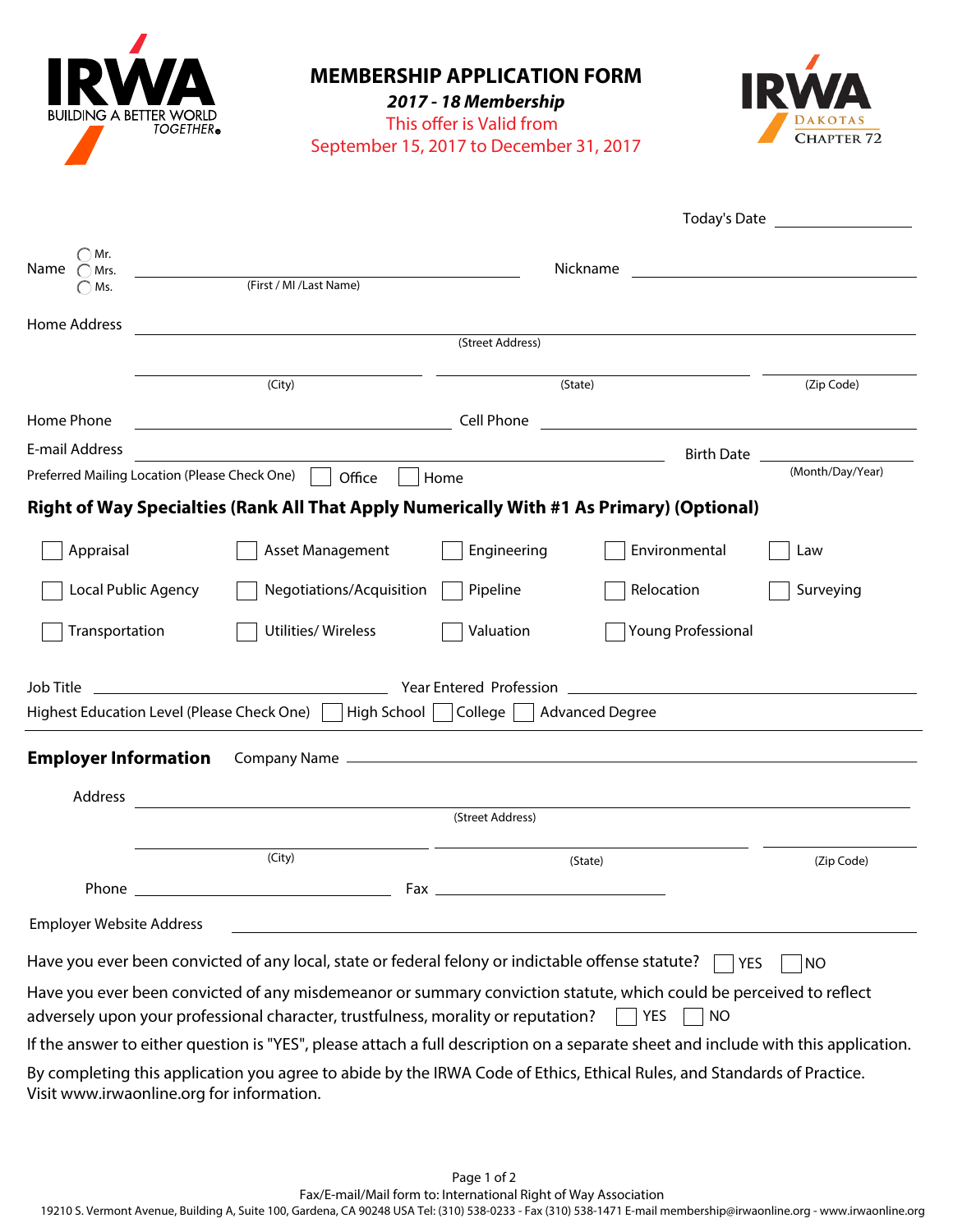IRWA BUILDING A BETTER WORLD TOGETHER

# MEMBERSHIP APPLICATION FORM

***2017 - 18 Membership***

This offer is Valid from
September 15, 2017 to December 31, 2017

IRWA DAKOTAS CHAPTER 72

Today's Date ______________

Name ◯ Mr. ◯ Mrs. ◯ Ms. ________________________________ (First / MI /Last Name) Nickname ______________________

Home Address ______________________________________________ (Street Address)

______________ (City) ______________ (State) ______________ (Zip Code)

Home Phone ______________________ Cell Phone ______________________

E-mail Address ______________________ Birth Date ______________ (Month/Day/Year)

Preferred Mailing Location (Please Check One) ☐ Office ☐ Home

## Right of Way Specialties (Rank All That Apply Numerically With #1 As Primary) (Optional)

☐ Appraisal ☐ Asset Management ☐ Engineering ☐ Environmental ☐ Law

☐ Local Public Agency ☐ Negotiations/Acquisition ☐ Pipeline ☐ Relocation ☐ Surveying

☐ Transportation ☐ Utilities/ Wireless ☐ Valuation ☐ Young Professional

Job Title ______________________ Year Entered Profession ______________________

Highest Education Level (Please Check One) ☐ High School ☐ College ☐ Advanced Degree

**Employer Information** Company Name ______________________________________

Address ______________________________________________ (Street Address)

______________ (City) ______________ (State) ______________ (Zip Code)

Phone ______________________ Fax ______________________

Employer Website Address ______________________________________

Have you ever been convicted of any local, state or federal felony or indictable offense statute? ☐ YES ☐ NO

Have you ever been convicted of any misdemeanor or summary conviction statute, which could be perceived to reflect adversely upon your professional character, trustfulness, morality or reputation? ☐ YES ☐ NO

If the answer to either question is "YES", please attach a full description on a separate sheet and include with this application.

By completing this application you agree to abide by the IRWA Code of Ethics, Ethical Rules, and Standards of Practice. Visit www.irwaonline.org for information.

Fax/E-mail/Mail form to: International Right of Way Association
19210 S. Vermont Avenue, Building A, Suite 100, Gardena, CA 90248 USA Tel: (310) 538-0233 - Fax (310) 538-1471 E-mail membership@irwaonline.org - www.irwaonline.org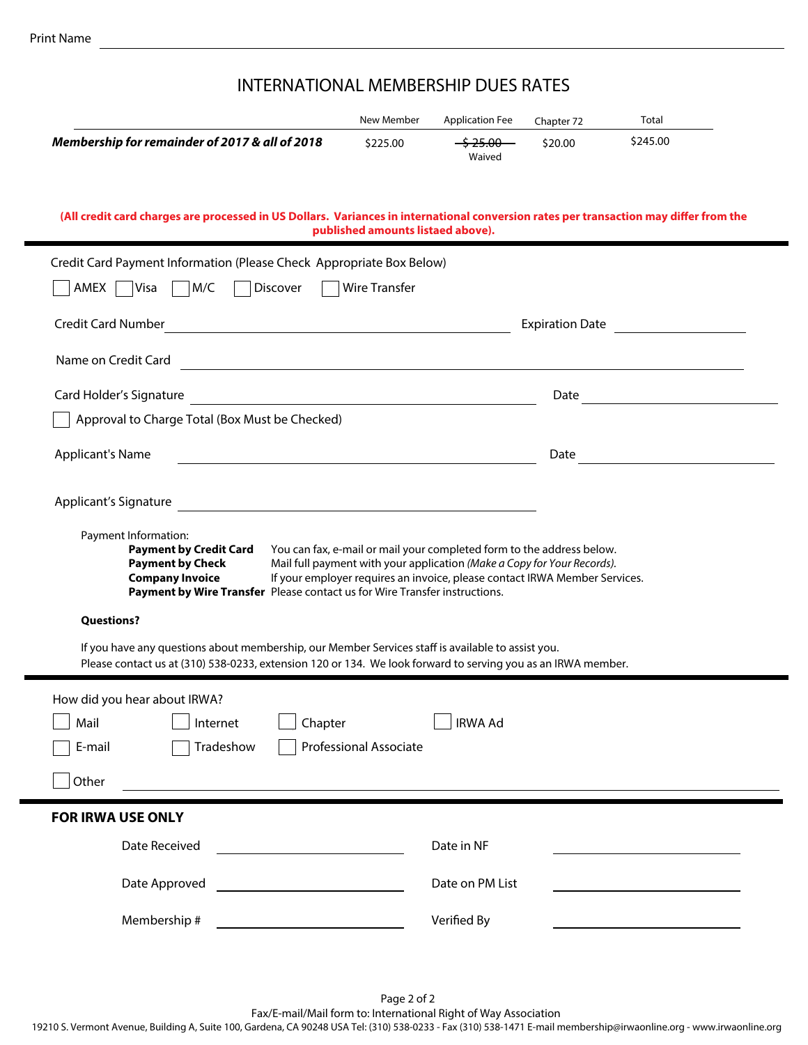Print Name ______________________________

# INTERNATIONAL MEMBERSHIP DUES RATES

| | New Member | Application Fee | Chapter 72 | Total |
|---|---|---|---|---|
| ***Membership for remainder of 2017 & all of 2018*** | $225.00 | ~~$ 25.00~~ Waived | $20.00 | $245.00 |

**(All credit card charges are processed in US Dollars. Variances in international conversion rates per transaction may differ from the published amounts listaed above).**

---

Credit Card Payment Information (Please Check Appropriate Box Below)

☐ AMEX ☐ Visa ☐ M/C ☐ Discover ☐ Wire Transfer

Credit Card Number ______________________________ Expiration Date ______________

Name on Credit Card ______________________________

Card Holder's Signature ______________________________ Date ______________

☐ Approval to Charge Total (Box Must be Checked)

Applicant's Name ______________________________ Date ______________

Applicant's Signature ______________________________

Payment Information:

- **Payment by Credit Card** You can fax, e-mail or mail your completed form to the address below.
- **Payment by Check** Mail full payment with your application *(Make a Copy for Your Records).*
- **Company Invoice** If your employer requires an invoice, please contact IRWA Member Services.
- **Payment by Wire Transfer** Please contact us for Wire Transfer instructions.

**Questions?**

If you have any questions about membership, our Member Services staff is available to assist you.
Please contact us at (310) 538-0233, extension 120 or 134. We look forward to serving you as an IRWA member.

---

How did you hear about IRWA?

☐ Mail ☐ Internet ☐ Chapter ☐ IRWA Ad

☐ E-mail ☐ Tradeshow ☐ Professional Associate

☐ Other ______________________________

---

## FOR IRWA USE ONLY

Date Received ______________ Date in NF ______________

Date Approved ______________ Date on PM List ______________

Membership # ______________ Verified By ______________

Fax/E-mail/Mail form to: International Right of Way Association
19210 S. Vermont Avenue, Building A, Suite 100, Gardena, CA 90248 USA Tel: (310) 538-0233 - Fax (310) 538-1471 E-mail membership@irwaonline.org - www.irwaonline.org